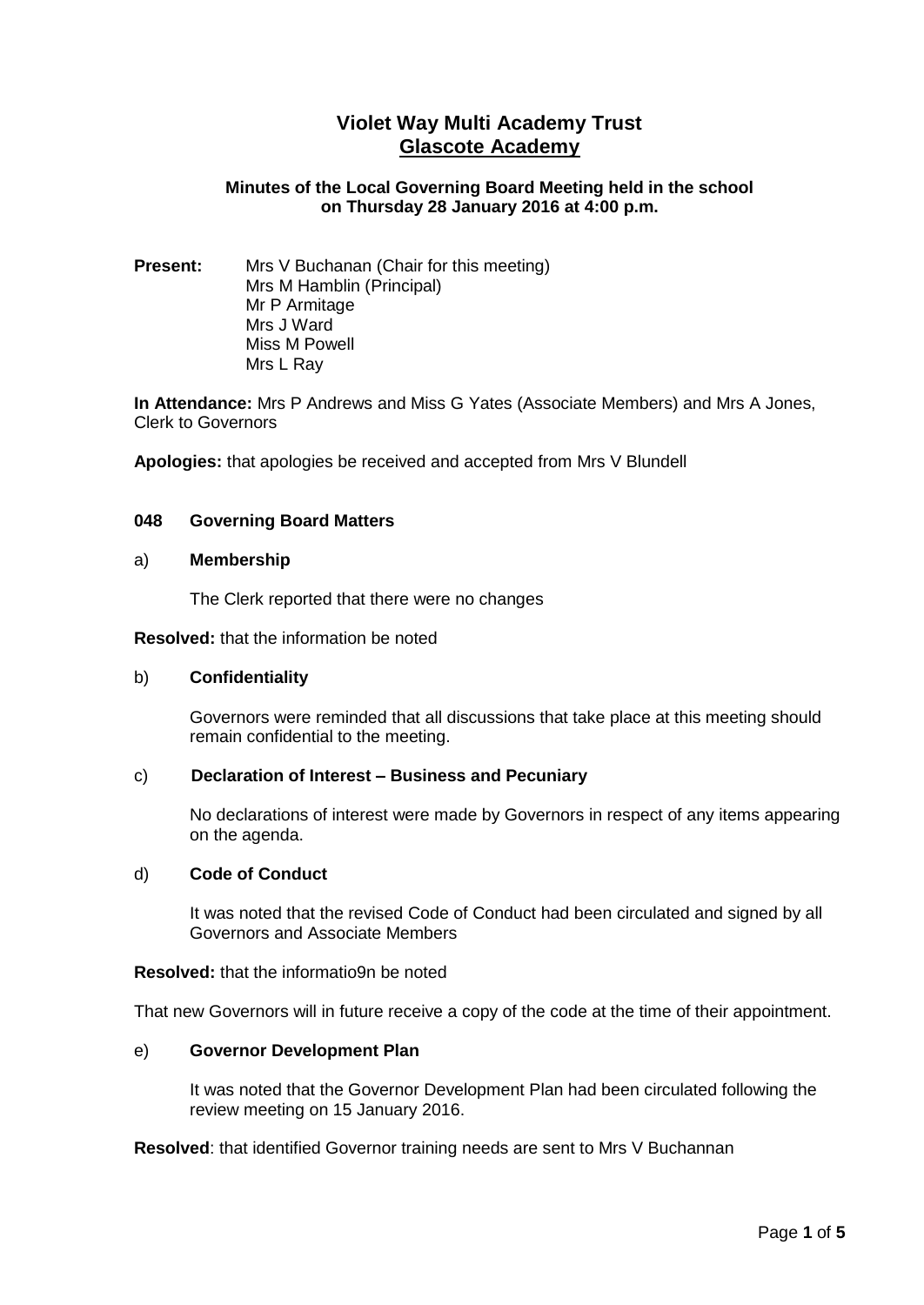# Violet Way Multi Academy Trust
## Glascote Academy

**Minutes of the Local Governing Board Meeting held in the school on Thursday 28 January 2016 at 4:00 p.m.**

**Present:** Mrs V Buchanan (Chair for this meeting)
Mrs M Hamblin (Principal)
Mr P Armitage
Mrs J Ward
Miss M Powell
Mrs L Ray

**In Attendance:** Mrs P Andrews and Miss G Yates (Associate Members) and Mrs A Jones, Clerk to Governors

**Apologies:** that apologies be received and accepted from Mrs V Blundell

### 048 Governing Board Matters

#### a) Membership

The Clerk reported that there were no changes

**Resolved:** that the information be noted

#### b) Confidentiality

Governors were reminded that all discussions that take place at this meeting should remain confidential to the meeting.

#### c) Declaration of Interest – Business and Pecuniary

No declarations of interest were made by Governors in respect of any items appearing on the agenda.

#### d) Code of Conduct

It was noted that the revised Code of Conduct had been circulated and signed by all Governors and Associate Members

**Resolved:** that the informatio9n be noted

That new Governors will in future receive a copy of the code at the time of their appointment.

#### e) Governor Development Plan

It was noted that the Governor Development Plan had been circulated following the review meeting on 15 January 2016.

**Resolved**: that identified Governor training needs are sent to Mrs V Buchannan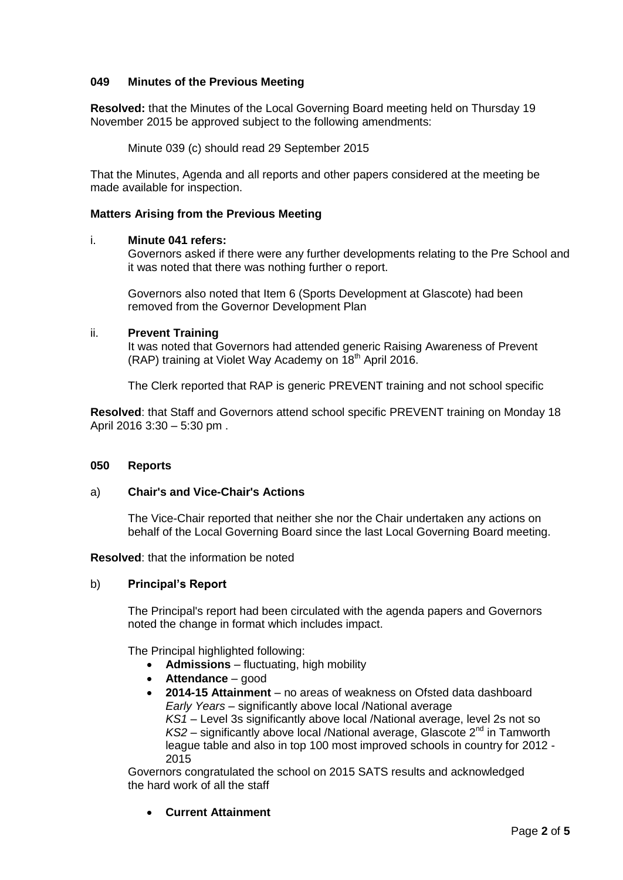**049 Minutes of the Previous Meeting**

**Resolved:** that the Minutes of the Local Governing Board meeting held on Thursday 19 November 2015 be approved subject to the following amendments:

Minute 039 (c) should read 29 September 2015

That the Minutes, Agenda and all reports and other papers considered at the meeting be made available for inspection.

**Matters Arising from the Previous Meeting**

i. **Minute 041 refers:**

Governors asked if there were any further developments relating to the Pre School and it was noted that there was nothing further o report.

Governors also noted that Item 6 (Sports Development at Glascote) had been removed from the Governor Development Plan

ii. **Prevent Training**

It was noted that Governors had attended generic Raising Awareness of Prevent (RAP) training at Violet Way Academy on 18th April 2016.

The Clerk reported that RAP is generic PREVENT training and not school specific

**Resolved**: that Staff and Governors attend school specific PREVENT training on Monday 18 April 2016 3:30 – 5:30 pm .

**050 Reports**

a) **Chair's and Vice-Chair's Actions**

The Vice-Chair reported that neither she nor the Chair undertaken any actions on behalf of the Local Governing Board since the last Local Governing Board meeting.

**Resolved**: that the information be noted

b) **Principal's Report**

The Principal's report had been circulated with the agenda papers and Governors noted the change in format which includes impact.

The Principal highlighted following:

- **Admissions** – fluctuating, high mobility
- **Attendance** – good
- **2014-15 Attainment** – no areas of weakness on Ofsted data dashboard
  *Early Years* – significantly above local /National average
  *KS1* – Level 3s significantly above local /National average, level 2s not so
  *KS2* – significantly above local /National average, Glascote 2nd in Tamworth league table and also in top 100 most improved schools in country for 2012 - 2015

Governors congratulated the school on 2015 SATS results and acknowledged the hard work of all the staff

- **Current Attainment**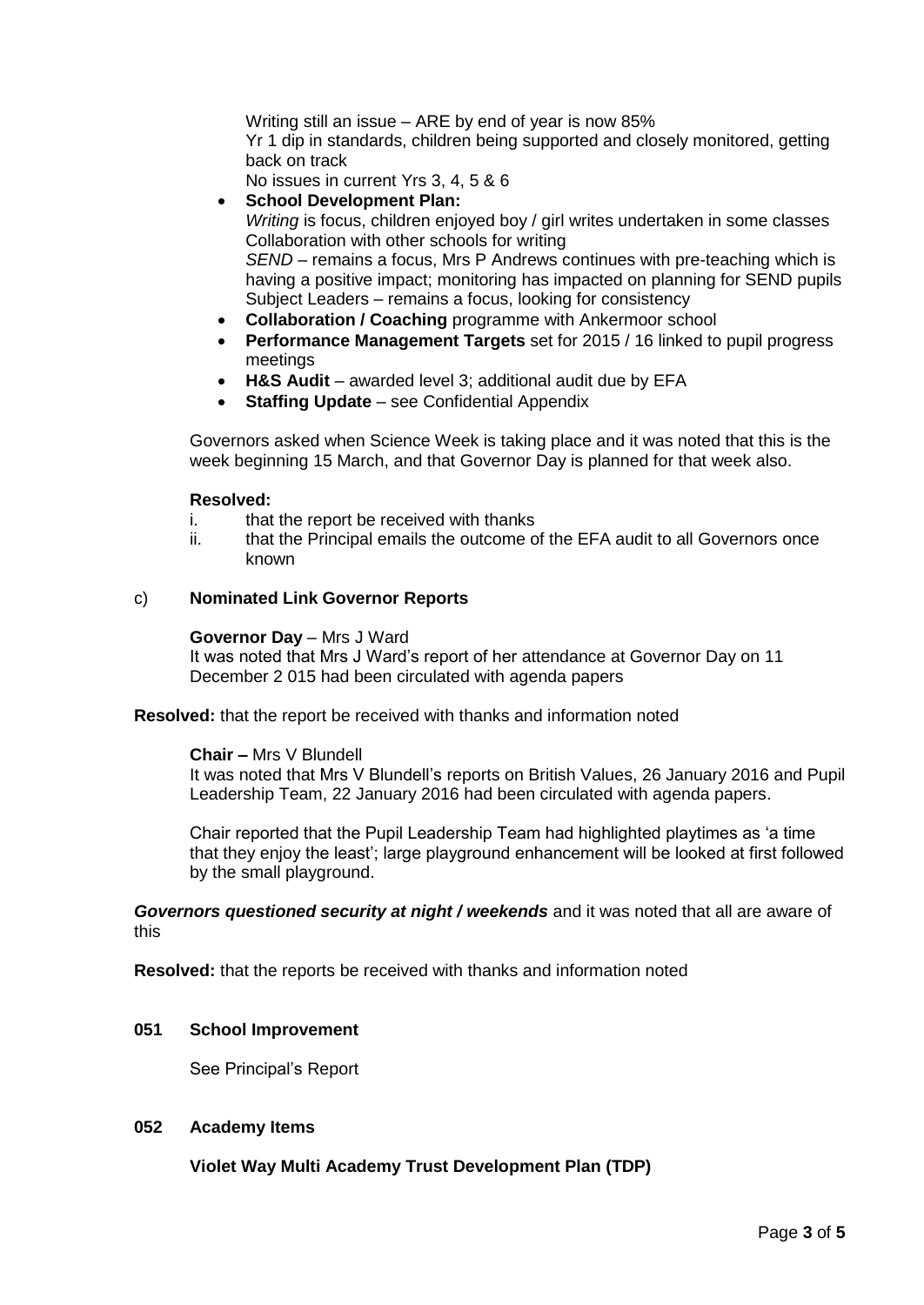Writing still an issue – ARE by end of year is now 85%
Yr 1 dip in standards, children being supported and closely monitored, getting back on track
No issues in current Yrs 3, 4, 5 & 6

- **School Development Plan:**
  *Writing* is focus, children enjoyed boy / girl writes undertaken in some classes
  Collaboration with other schools for writing
  *SEND* – remains a focus, Mrs P Andrews continues with pre-teaching which is having a positive impact; monitoring has impacted on planning for SEND pupils
  Subject Leaders – remains a focus, looking for consistency
- **Collaboration / Coaching** programme with Ankermoor school
- **Performance Management Targets** set for 2015 / 16 linked to pupil progress meetings
- **H&S Audit** – awarded level 3; additional audit due by EFA
- **Staffing Update** – see Confidential Appendix

Governors asked when Science Week is taking place and it was noted that this is the week beginning 15 March, and that Governor Day is planned for that week also.

**Resolved:**

i. that the report be received with thanks
ii. that the Principal emails the outcome of the EFA audit to all Governors once known

c) **Nominated Link Governor Reports**

**Governor Day** – Mrs J Ward
It was noted that Mrs J Ward's report of her attendance at Governor Day on 11 December 2 015 had been circulated with agenda papers

**Resolved:** that the report be received with thanks and information noted

**Chair –** Mrs V Blundell
It was noted that Mrs V Blundell's reports on British Values, 26 January 2016 and Pupil Leadership Team, 22 January 2016 had been circulated with agenda papers.

Chair reported that the Pupil Leadership Team had highlighted playtimes as 'a time that they enjoy the least'; large playground enhancement will be looked at first followed by the small playground.

***Governors questioned security at night / weekends*** and it was noted that all are aware of this

**Resolved:** that the reports be received with thanks and information noted

**051 School Improvement**

See Principal's Report

**052 Academy Items**

**Violet Way Multi Academy Trust Development Plan (TDP)**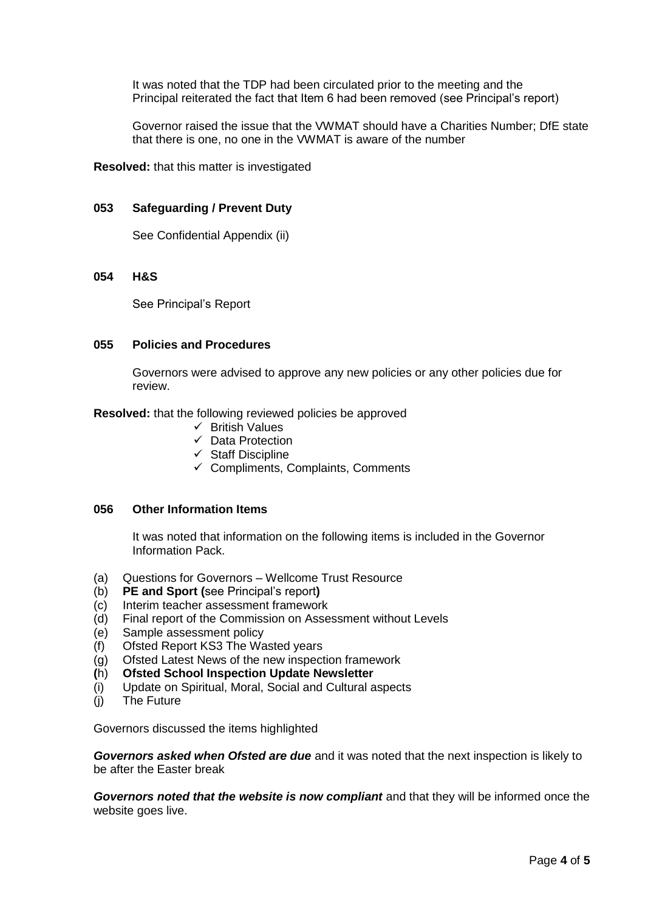It was noted that the TDP had been circulated prior to the meeting and the Principal reiterated the fact that Item 6 had been removed (see Principal's report)

Governor raised the issue that the VWMAT should have a Charities Number; DfE state that there is one, no one in the VWMAT is aware of the number

**Resolved:** that this matter is investigated

### 053 Safeguarding / Prevent Duty

See Confidential Appendix (ii)

### 054 H&S

See Principal's Report

### 055 Policies and Procedures

Governors were advised to approve any new policies or any other policies due for review.

**Resolved:** that the following reviewed policies be approved

- ✓ British Values
- ✓ Data Protection
- ✓ Staff Discipline
- ✓ Compliments, Complaints, Comments

### 056 Other Information Items

It was noted that information on the following items is included in the Governor Information Pack.

(a) Questions for Governors – Wellcome Trust Resource
(b) **PE and Sport (**see Principal's report**)**
(c) Interim teacher assessment framework
(d) Final report of the Commission on Assessment without Levels
(e) Sample assessment policy
(f) Ofsted Report KS3 The Wasted years
(g) Ofsted Latest News of the new inspection framework
**(**h) **Ofsted School Inspection Update Newsletter**
(i) Update on Spiritual, Moral, Social and Cultural aspects
(j) The Future

Governors discussed the items highlighted

***Governors asked when Ofsted are due*** and it was noted that the next inspection is likely to be after the Easter break

***Governors noted that the website is now compliant*** and that they will be informed once the website goes live.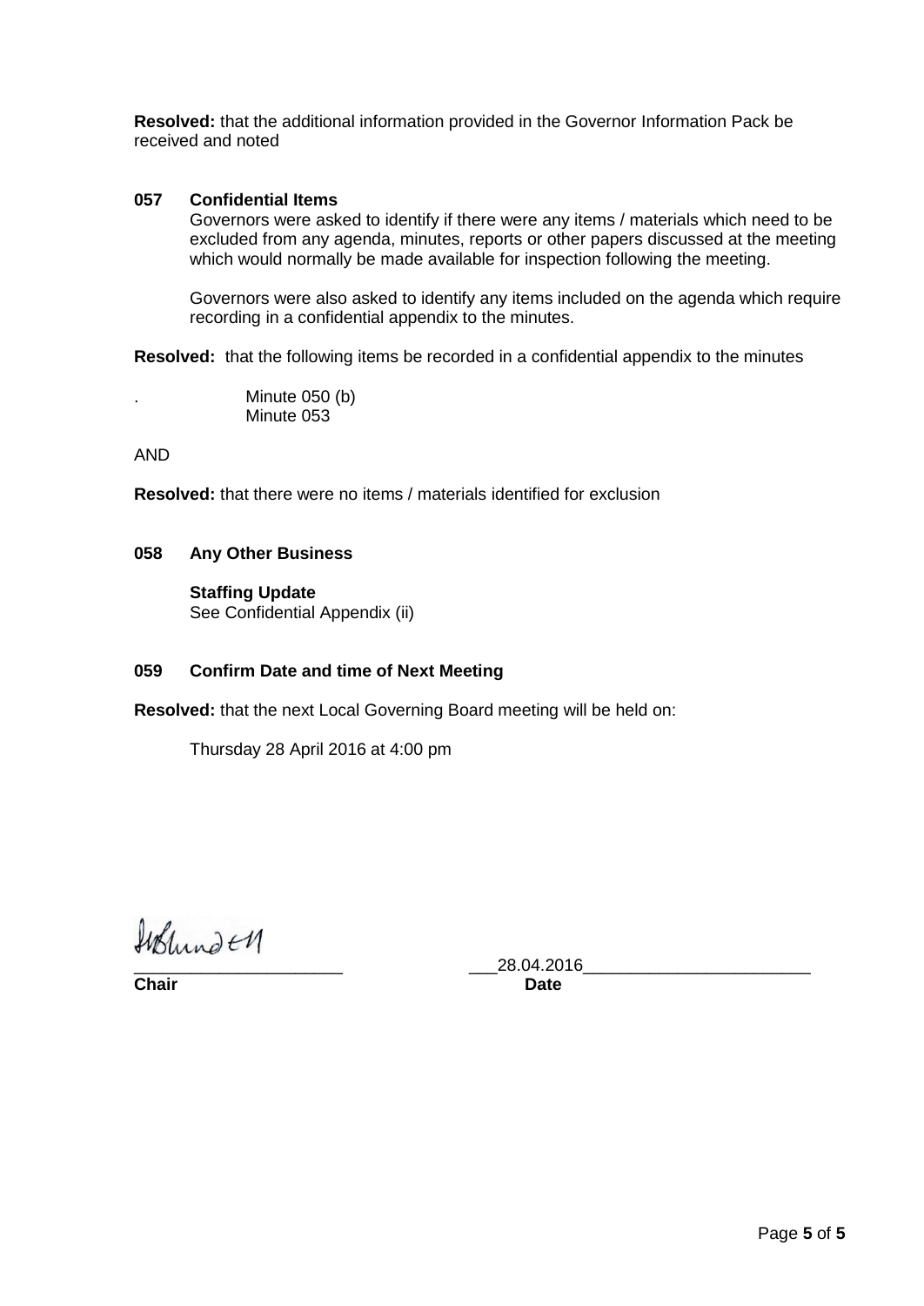**Resolved:** that the additional information provided in the Governor Information Pack be received and noted

**057 Confidential Items**

Governors were asked to identify if there were any items / materials which need to be excluded from any agenda, minutes, reports or other papers discussed at the meeting which would normally be made available for inspection following the meeting.

Governors were also asked to identify any items included on the agenda which require recording in a confidential appendix to the minutes.

**Resolved:** that the following items be recorded in a confidential appendix to the minutes

- Minute 050 (b)
- Minute 053

AND

**Resolved:** that there were no items / materials identified for exclusion

**058 Any Other Business**

**Staffing Update**
See Confidential Appendix (ii)

**059 Confirm Date and time of Next Meeting**

**Resolved:** that the next Local Governing Board meeting will be held on:

Thursday 28 April 2016 at 4:00 pm

_______________________ ___28.04.2016________________________

**Chair** **Date**